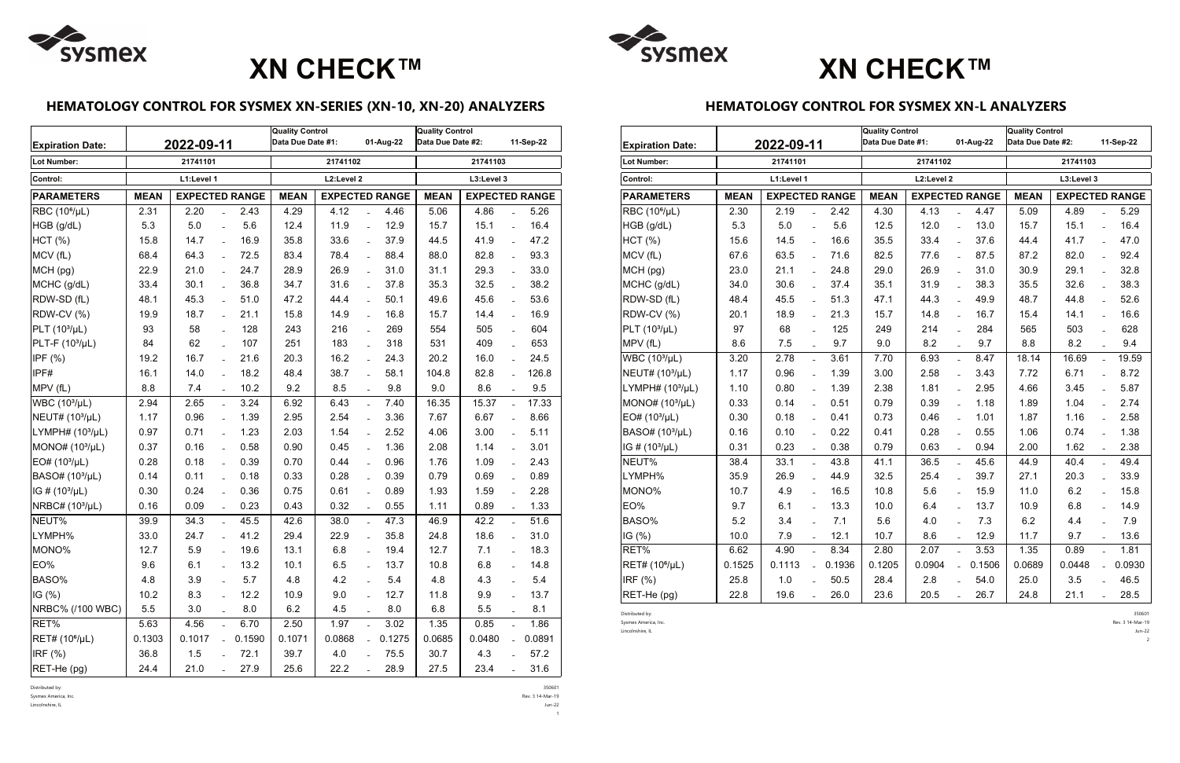# XN CHECK™

## HEMATOLOGY CONTROL FOR SYSMEX XN-SERIES (XN-10, XN-20) ANALYZERS

| Expiration Date: | 2022-09-11 | | | Quality Control Data Due Date #1: 01-Aug-22 | | | Quality Control Data Due Date #2: 11-Sep-22 | | |
|---|---|---|---|---|---|---|---|---|---|
| **Lot Number:** | 21741101 | | | 21741102 | | | 21741103 | | |
| **Control:** | L1:Level 1 | | | L2:Level 2 | | | L3:Level 3 | | |
| **PARAMETERS** | **MEAN** | **EXPECTED RANGE** | | **MEAN** | **EXPECTED RANGE** | | **MEAN** | **EXPECTED RANGE** | |
| RBC ($10^6$/µL) | 2.31 | 2.20 | 2.43 | 4.29 | 4.12 | 4.46 | 5.06 | 4.86 | 5.26 |
| HGB (g/dL) | 5.3 | 5.0 | 5.6 | 12.4 | 11.9 | 12.9 | 15.7 | 15.1 | 16.4 |
| HCT (%) | 15.8 | 14.7 | 16.9 | 35.8 | 33.6 | 37.9 | 44.5 | 41.9 | 47.2 |
| MCV (fL) | 68.4 | 64.3 | 72.5 | 83.4 | 78.4 | 88.4 | 88.0 | 82.8 | 93.3 |
| MCH (pg) | 22.9 | 21.0 | 24.7 | 28.9 | 26.9 | 31.0 | 31.1 | 29.3 | 33.0 |
| MCHC (g/dL) | 33.4 | 30.1 | 36.8 | 34.7 | 31.6 | 37.8 | 35.3 | 32.5 | 38.2 |
| RDW-SD (fL) | 48.1 | 45.3 | 51.0 | 47.2 | 44.4 | 50.1 | 49.6 | 45.6 | 53.6 |
| RDW-CV (%) | 19.9 | 18.7 | 21.1 | 15.8 | 14.9 | 16.8 | 15.7 | 14.4 | 16.9 |
| PLT ($10^3$/µL) | 93 | 58 | 128 | 243 | 216 | 269 | 554 | 505 | 604 |
| PLT-F ($10^3$/µL) | 84 | 62 | 107 | 251 | 183 | 318 | 531 | 409 | 653 |
| IPF (%) | 19.2 | 16.7 | 21.6 | 20.3 | 16.2 | 24.3 | 20.2 | 16.0 | 24.5 |
| IPF# | 16.1 | 14.0 | 18.2 | 48.4 | 38.7 | 58.1 | 104.8 | 82.8 | 126.8 |
| MPV (fL) | 8.8 | 7.4 | 10.2 | 9.2 | 8.5 | 9.8 | 9.0 | 8.6 | 9.5 |
| WBC ($10^3$/µL) | 2.94 | 2.65 | 3.24 | 6.92 | 6.43 | 7.40 | 16.35 | 15.37 | 17.33 |
| NEUT# ($10^3$/µL) | 1.17 | 0.96 | 1.39 | 2.95 | 2.54 | 3.36 | 7.67 | 6.67 | 8.66 |
| LYMPH# ($10^3$/µL) | 0.97 | 0.71 | 1.23 | 2.03 | 1.54 | 2.52 | 4.06 | 3.00 | 5.11 |
| MONO# ($10^3$/µL) | 0.37 | 0.16 | 0.58 | 0.90 | 0.45 | 1.36 | 2.08 | 1.14 | 3.01 |
| EO# ($10^3$/µL) | 0.28 | 0.18 | 0.39 | 0.70 | 0.44 | 0.96 | 1.76 | 1.09 | 2.43 |
| BASO# ($10^3$/µL) | 0.14 | 0.11 | 0.18 | 0.33 | 0.28 | 0.39 | 0.79 | 0.69 | 0.89 |
| IG # ($10^3$/µL) | 0.30 | 0.24 | 0.36 | 0.75 | 0.61 | 0.89 | 1.93 | 1.59 | 2.28 |
| NRBC# ($10^3$/µL) | 0.16 | 0.09 | 0.23 | 0.43 | 0.32 | 0.55 | 1.11 | 0.89 | 1.33 |
| NEUT% | 39.9 | 34.3 | 45.5 | 42.6 | 38.0 | 47.3 | 46.9 | 42.2 | 51.6 |
| LYMPH% | 33.0 | 24.7 | 41.2 | 29.4 | 22.9 | 35.8 | 24.8 | 18.6 | 31.0 |
| MONO% | 12.7 | 5.9 | 19.6 | 13.1 | 6.8 | 19.4 | 12.7 | 7.1 | 18.3 |
| EO% | 9.6 | 6.1 | 13.2 | 10.1 | 6.5 | 13.7 | 10.8 | 6.8 | 14.8 |
| BASO% | 4.8 | 3.9 | 5.7 | 4.8 | 4.2 | 5.4 | 4.8 | 4.3 | 5.4 |
| IG (%) | 10.2 | 8.3 | 12.2 | 10.9 | 9.0 | 12.7 | 11.8 | 9.9 | 13.7 |
| NRBC% (/100 WBC) | 5.5 | 3.0 | 8.0 | 6.2 | 4.5 | 8.0 | 6.8 | 5.5 | 8.1 |
| RET% | 5.63 | 4.56 | 6.70 | 2.50 | 1.97 | 3.02 | 1.35 | 0.85 | 1.86 |
| RET# ($10^6$/µL) | 0.1303 | 0.1017 | 0.1590 | 0.1071 | 0.0868 | 0.1275 | 0.0685 | 0.0480 | 0.0891 |
| IRF (%) | 36.8 | 1.5 | 72.1 | 39.7 | 4.0 | 75.5 | 30.7 | 4.3 | 57.2 |
| RET-He (pg) | 24.4 | 21.0 | 27.9 | 25.6 | 22.2 | 28.9 | 27.5 | 23.4 | 31.6 |

Distributed by:
Sysmex America, Inc.
Lincolnshire, IL

350601
Rev. 3 14-Mar-19
Jun-22

# XN CHECK™

## HEMATOLOGY CONTROL FOR SYSMEX XN-L ANALYZERS

| Expiration Date: | 2022-09-11 | | | Quality Control Data Due Date #1: 01-Aug-22 | | | Quality Control Data Due Date #2: 11-Sep-22 | | |
|---|---|---|---|---|---|---|---|---|---|
| **Lot Number:** | 21741101 | | | 21741102 | | | 21741103 | | |
| **Control:** | L1:Level 1 | | | L2:Level 2 | | | L3:Level 3 | | |
| **PARAMETERS** | **MEAN** | **EXPECTED RANGE** | | **MEAN** | **EXPECTED RANGE** | | **MEAN** | **EXPECTED RANGE** | |
| RBC ($10^6$/µL) | 2.30 | 2.19 | 2.42 | 4.30 | 4.13 | 4.47 | 5.09 | 4.89 | 5.29 |
| HGB (g/dL) | 5.3 | 5.0 | 5.6 | 12.5 | 12.0 | 13.0 | 15.7 | 15.1 | 16.4 |
| HCT (%) | 15.6 | 14.5 | 16.6 | 35.5 | 33.4 | 37.6 | 44.4 | 41.7 | 47.0 |
| MCV (fL) | 67.6 | 63.5 | 71.6 | 82.5 | 77.6 | 87.5 | 87.2 | 82.0 | 92.4 |
| MCH (pg) | 23.0 | 21.1 | 24.8 | 29.0 | 26.9 | 31.0 | 30.9 | 29.1 | 32.8 |
| MCHC (g/dL) | 34.0 | 30.6 | 37.4 | 35.1 | 31.9 | 38.3 | 35.5 | 32.6 | 38.3 |
| RDW-SD (fL) | 48.4 | 45.5 | 51.3 | 47.1 | 44.3 | 49.9 | 48.7 | 44.8 | 52.6 |
| RDW-CV (%) | 20.1 | 18.9 | 21.3 | 15.7 | 14.8 | 16.7 | 15.4 | 14.1 | 16.6 |
| PLT ($10^3$/µL) | 97 | 68 | 125 | 249 | 214 | 284 | 565 | 503 | 628 |
| MPV (fL) | 8.6 | 7.5 | 9.7 | 9.0 | 8.2 | 9.7 | 8.8 | 8.2 | 9.4 |
| WBC ($10^3$/µL) | 3.20 | 2.78 | 3.61 | 7.70 | 6.93 | 8.47 | 18.14 | 16.69 | 19.59 |
| NEUT# ($10^3$/µL) | 1.17 | 0.96 | 1.39 | 3.00 | 2.58 | 3.43 | 7.72 | 6.71 | 8.72 |
| LYMPH# ($10^3$/µL) | 1.10 | 0.80 | 1.39 | 2.38 | 1.81 | 2.95 | 4.66 | 3.45 | 5.87 |
| MONO# ($10^3$/µL) | 0.33 | 0.14 | 0.51 | 0.79 | 0.39 | 1.18 | 1.89 | 1.04 | 2.74 |
| EO# ($10^3$/µL) | 0.30 | 0.18 | 0.41 | 0.73 | 0.46 | 1.01 | 1.87 | 1.16 | 2.58 |
| BASO# ($10^3$/µL) | 0.16 | 0.10 | 0.22 | 0.41 | 0.28 | 0.55 | 1.06 | 0.74 | 1.38 |
| IG # ($10^3$/µL) | 0.31 | 0.23 | 0.38 | 0.79 | 0.63 | 0.94 | 2.00 | 1.62 | 2.38 |
| NEUT% | 38.4 | 33.1 | 43.8 | 41.1 | 36.5 | 45.6 | 44.9 | 40.4 | 49.4 |
| LYMPH% | 35.9 | 26.9 | 44.9 | 32.5 | 25.4 | 39.7 | 27.1 | 20.3 | 33.9 |
| MONO% | 10.7 | 4.9 | 16.5 | 10.8 | 5.6 | 15.9 | 11.0 | 6.2 | 15.8 |
| EO% | 9.7 | 6.1 | 13.3 | 10.0 | 6.4 | 13.7 | 10.9 | 6.8 | 14.9 |
| BASO% | 5.2 | 3.4 | 7.1 | 5.6 | 4.0 | 7.3 | 6.2 | 4.4 | 7.9 |
| IG (%) | 10.0 | 7.9 | 12.1 | 10.7 | 8.6 | 12.9 | 11.7 | 9.7 | 13.6 |
| RET% | 6.62 | 4.90 | 8.34 | 2.80 | 2.07 | 3.53 | 1.35 | 0.89 | 1.81 |
| RET# ($10^6$/µL) | 0.1525 | 0.1113 | 0.1936 | 0.1205 | 0.0904 | 0.1506 | 0.0689 | 0.0448 | 0.0930 |
| IRF (%) | 25.8 | 1.0 | 50.5 | 28.4 | 2.8 | 54.0 | 25.0 | 3.5 | 46.5 |
| RET-He (pg) | 22.8 | 19.6 | 26.0 | 23.6 | 20.5 | 26.7 | 24.8 | 21.1 | 28.5 |

Distributed by:
Sysmex America, Inc.
Lincolnshire, IL

350601
Rev. 3 14-Mar-19
Jun-22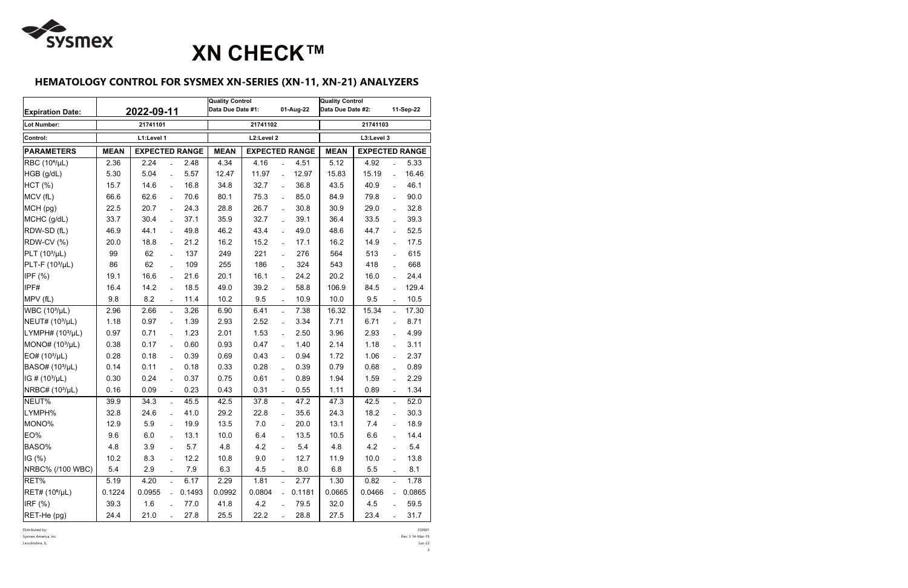# XN CHECK™

## HEMATOLOGY CONTROL FOR SYSMEX XN-SERIES (XN-11, XN-21) ANALYZERS

| Expiration Date: | 2022-09-11 | | | | Quality Control Data Due Date #1: 01-Aug-22 | | | | | Quality Control Data Due Date #2: 11-Sep-22 | | | | |
|---|---|---|---|---|---|---|---|---|---|---|---|---|---|---|
| **Lot Number:** | 21741101 | | | | 21741102 | | | | | 21741103 | | | | |
| **Control:** | L1:Level 1 | | | | L2:Level 2 | | | | | L3:Level 3 | | | | |
| **PARAMETERS** | **MEAN** | **EXPECTED RANGE** | | | **MEAN** | **EXPECTED RANGE** | | | | **MEAN** | **EXPECTED RANGE** | | | |
| RBC ($10^6$/µL) | 2.36 | 2.24 | - | 2.48 | 4.34 | 4.16 | - | 4.51 | | 5.12 | 4.92 | - | 5.33 | |
| HGB (g/dL) | 5.30 | 5.04 | - | 5.57 | 12.47 | 11.97 | - | 12.97 | | 15.83 | 15.19 | - | 16.46 | |
| HCT (%) | 15.7 | 14.6 | - | 16.8 | 34.8 | 32.7 | - | 36.8 | | 43.5 | 40.9 | - | 46.1 | |
| MCV (fL) | 66.6 | 62.6 | - | 70.6 | 80.1 | 75.3 | - | 85.0 | | 84.9 | 79.8 | - | 90.0 | |
| MCH (pg) | 22.5 | 20.7 | - | 24.3 | 28.8 | 26.7 | - | 30.8 | | 30.9 | 29.0 | - | 32.8 | |
| MCHC (g/dL) | 33.7 | 30.4 | - | 37.1 | 35.9 | 32.7 | - | 39.1 | | 36.4 | 33.5 | - | 39.3 | |
| RDW-SD (fL) | 46.9 | 44.1 | - | 49.8 | 46.2 | 43.4 | - | 49.0 | | 48.6 | 44.7 | - | 52.5 | |
| RDW-CV (%) | 20.0 | 18.8 | - | 21.2 | 16.2 | 15.2 | - | 17.1 | | 16.2 | 14.9 | - | 17.5 | |
| PLT ($10^3$/µL) | 99 | 62 | - | 137 | 249 | 221 | - | 276 | | 564 | 513 | - | 615 | |
| PLT-F ($10^3$/µL) | 86 | 62 | - | 109 | 255 | 186 | - | 324 | | 543 | 418 | - | 668 | |
| IPF (%) | 19.1 | 16.6 | - | 21.6 | 20.1 | 16.1 | - | 24.2 | | 20.2 | 16.0 | - | 24.4 | |
| IPF# | 16.4 | 14.2 | - | 18.5 | 49.0 | 39.2 | - | 58.8 | | 106.9 | 84.5 | - | 129.4 | |
| MPV (fL) | 9.8 | 8.2 | - | 11.4 | 10.2 | 9.5 | - | 10.9 | | 10.0 | 9.5 | - | 10.5 | |
| WBC ($10^3$/µL) | 2.96 | 2.66 | - | 3.26 | 6.90 | 6.41 | - | 7.38 | | 16.32 | 15.34 | - | 17.30 | |
| NEUT# ($10^3$/µL) | 1.18 | 0.97 | - | 1.39 | 2.93 | 2.52 | - | 3.34 | | 7.71 | 6.71 | - | 8.71 | |
| LYMPH# ($10^3$/µL) | 0.97 | 0.71 | - | 1.23 | 2.01 | 1.53 | - | 2.50 | | 3.96 | 2.93 | - | 4.99 | |
| MONO# ($10^3$/µL) | 0.38 | 0.17 | - | 0.60 | 0.93 | 0.47 | - | 1.40 | | 2.14 | 1.18 | - | 3.11 | |
| EO# ($10^3$/µL) | 0.28 | 0.18 | - | 0.39 | 0.69 | 0.43 | - | 0.94 | | 1.72 | 1.06 | - | 2.37 | |
| BASO# ($10^3$/µL) | 0.14 | 0.11 | - | 0.18 | 0.33 | 0.28 | - | 0.39 | | 0.79 | 0.68 | - | 0.89 | |
| IG # ($10^3$/µL) | 0.30 | 0.24 | - | 0.37 | 0.75 | 0.61 | - | 0.89 | | 1.94 | 1.59 | - | 2.29 | |
| NRBC# ($10^3$/µL) | 0.16 | 0.09 | - | 0.23 | 0.43 | 0.31 | - | 0.55 | | 1.11 | 0.89 | - | 1.34 | |
| NEUT% | 39.9 | 34.3 | - | 45.5 | 42.5 | 37.8 | - | 47.2 | | 47.3 | 42.5 | - | 52.0 | |
| LYMPH% | 32.8 | 24.6 | - | 41.0 | 29.2 | 22.8 | - | 35.6 | | 24.3 | 18.2 | - | 30.3 | |
| MONO% | 12.9 | 5.9 | - | 19.9 | 13.5 | 7.0 | - | 20.0 | | 13.1 | 7.4 | - | 18.9 | |
| EO% | 9.6 | 6.0 | - | 13.1 | 10.0 | 6.4 | - | 13.5 | | 10.5 | 6.6 | - | 14.4 | |
| BASO% | 4.8 | 3.9 | - | 5.7 | 4.8 | 4.2 | - | 5.4 | | 4.8 | 4.2 | - | 5.4 | |
| IG (%) | 10.2 | 8.3 | - | 12.2 | 10.8 | 9.0 | - | 12.7 | | 11.9 | 10.0 | - | 13.8 | |
| NRBC% (/100 WBC) | 5.4 | 2.9 | - | 7.9 | 6.3 | 4.5 | - | 8.0 | | 6.8 | 5.5 | - | 8.1 | |
| RET% | 5.19 | 4.20 | - | 6.17 | 2.29 | 1.81 | - | 2.77 | | 1.30 | 0.82 | - | 1.78 | |
| RET# ($10^6$/µL) | 0.1224 | 0.0955 | - | 0.1493 | 0.0992 | 0.0804 | - | 0.1181 | | 0.0665 | 0.0466 | - | 0.0865 | |
| IRF (%) | 39.3 | 1.6 | - | 77.0 | 41.8 | 4.2 | - | 79.5 | | 32.0 | 4.5 | - | 59.5 | |
| RET-He (pg) | 24.4 | 21.0 | - | 27.8 | 25.5 | 22.2 | - | 28.8 | | 27.5 | 23.4 | - | 31.7 | |

Distributed by:
Sysmex America, Inc.
Lincolnshire, IL

350601
Rev. 3 14-Mar-19
Jun-22